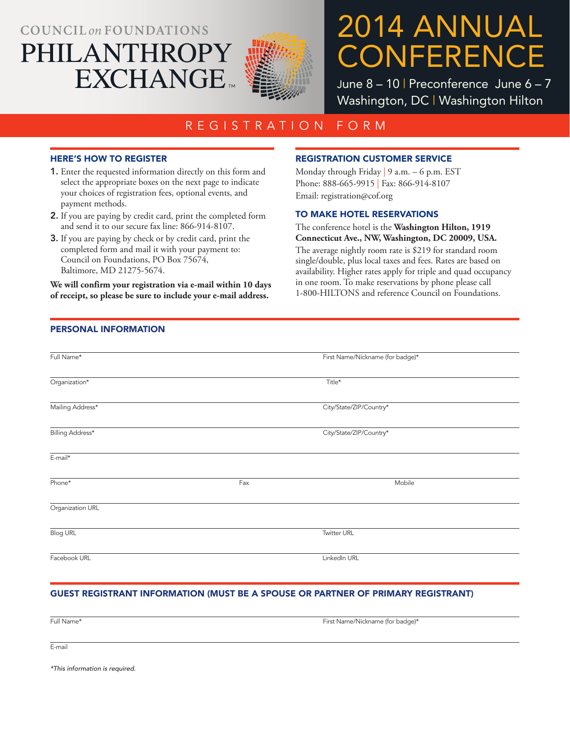COUNCIL *on* FOUNDATIONS

# PHILANTHROPY EXCHANGE™

# 2014 ANNUAL CONFERENCE

June 8 – 10 | Preconference June 6 – 7
Washington, DC | Washington Hilton

## REGISTRATION FORM

### HERE'S HOW TO REGISTER

1. Enter the requested information directly on this form and select the appropriate boxes on the next page to indicate your choices of registration fees, optional events, and payment methods.
2. If you are paying by credit card, print the completed form and send it to our secure fax line: 866-914-8107.
3. If you are paying by check or by credit card, print the completed form and mail it with your payment to: Council on Foundations, PO Box 75674, Baltimore, MD 21275-5674.

**We will confirm your registration via e-mail within 10 days of receipt, so please be sure to include your e-mail address.**

### REGISTRATION CUSTOMER SERVICE

Monday through Friday | 9 a.m. – 6 p.m. EST
Phone: 888-665-9915 | Fax: 866-914-8107
Email: registration@cof.org

### TO MAKE HOTEL RESERVATIONS

The conference hotel is the **Washington Hilton, 1919 Connecticut Ave., NW, Washington, DC 20009, USA.**
The average nightly room rate is $219 for standard room single/double, plus local taxes and fees. Rates are based on availability. Higher rates apply for triple and quad occupancy in one room. To make reservations by phone please call 1-800-HILTONS and reference Council on Foundations.

### PERSONAL INFORMATION

Full Name*
First Name/Nickname (for badge)*

Organization*
Title*

Mailing Address*
City/State/ZIP/Country*

Billing Address*
City/State/ZIP/Country*

E-mail*

Phone*
Fax
Mobile

Organization URL

Blog URL
Twitter URL

Facebook URL
LinkedIn URL

### GUEST REGISTRANT INFORMATION (MUST BE A SPOUSE OR PARTNER OF PRIMARY REGISTRANT)

Full Name*
First Name/Nickname (for badge)*

E-mail

*\*This information is required.*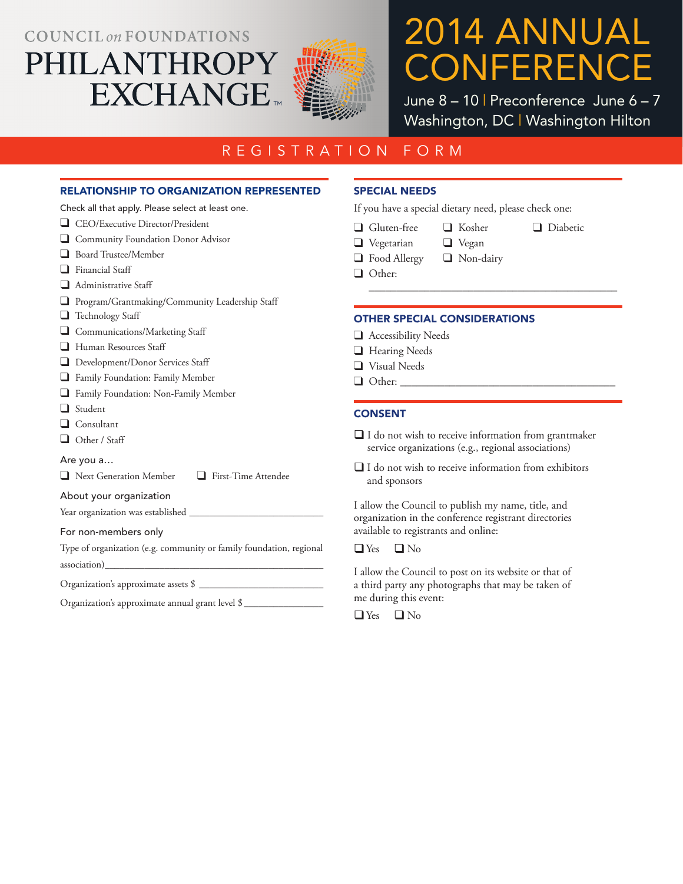COUNCIL on FOUNDATIONS

PHILANTHROPY EXCHANGE™

# 2014 ANNUAL CONFERENCE

June 8 – 10 | Preconference June 6 – 7
Washington, DC | Washington Hilton

## REGISTRATION FORM

### RELATIONSHIP TO ORGANIZATION REPRESENTED

Check all that apply. Please select at least one.

- ❑ CEO/Executive Director/President
- ❑ Community Foundation Donor Advisor
- ❑ Board Trustee/Member
- ❑ Financial Staff
- ❑ Administrative Staff
- ❑ Program/Grantmaking/Community Leadership Staff
- ❑ Technology Staff
- ❑ Communications/Marketing Staff
- ❑ Human Resources Staff
- ❑ Development/Donor Services Staff
- ❑ Family Foundation: Family Member
- ❑ Family Foundation: Non-Family Member
- ❑ Student
- ❑ Consultant
- ❑ Other / Staff

Are you a…

❑ Next Generation Member ❑ First-Time Attendee

About your organization

Year organization was established ___________________________

For non-members only

Type of organization (e.g. community or family foundation, regional association)_____________________________________________

Organization's approximate assets $ ___________________________

Organization's approximate annual grant level $_________________

### SPECIAL NEEDS

If you have a special dietary need, please check one:

- ❑ Gluten-free
- ❑ Kosher
- ❑ Diabetic
- ❑ Vegetarian
- ❑ Vegan
- ❑ Food Allergy
- ❑ Non-dairy
- ❑ Other: _____________________________________________

### OTHER SPECIAL CONSIDERATIONS

- ❑ Accessibility Needs
- ❑ Hearing Needs
- ❑ Visual Needs
- ❑ Other: __________________________________________

### CONSENT

❑ I do not wish to receive information from grantmaker service organizations (e.g., regional associations)

❑ I do not wish to receive information from exhibitors and sponsors

I allow the Council to publish my name, title, and organization in the conference registrant directories available to registrants and online:

❑ Yes ❑ No

I allow the Council to post on its website or that of a third party any photographs that may be taken of me during this event:

❑ Yes ❑ No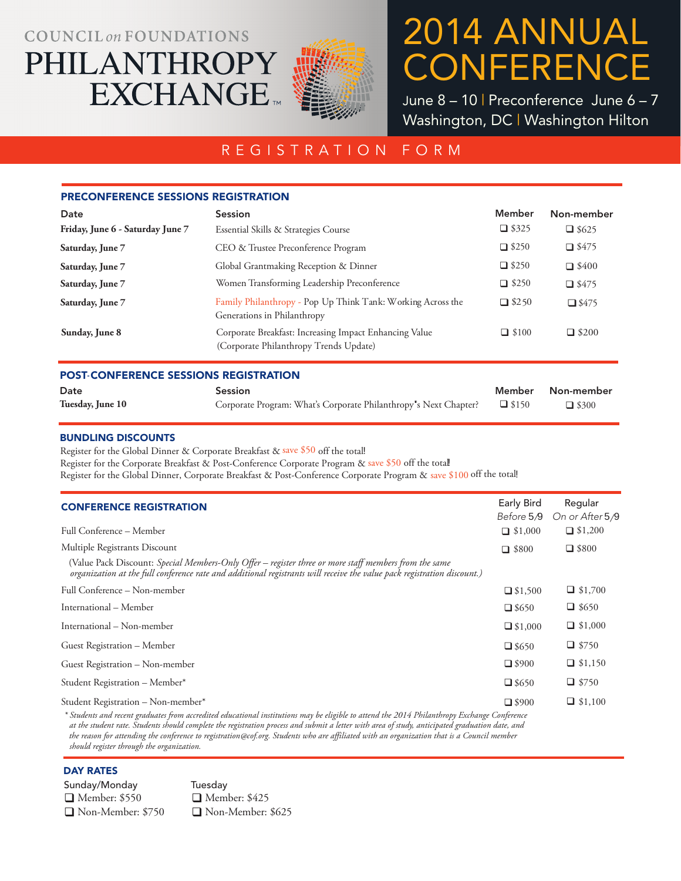COUNCIL on FOUNDATIONS

# PHILANTHROPY EXCHANGE™

# 2014 ANNUAL CONFERENCE

June 8 – 10 | Preconference June 6 – 7
Washington, DC | Washington Hilton

## REGISTRATION FORM

### PRECONFERENCE SESSIONS REGISTRATION

| Date | Session | Member | Non-member |
|---|---|---|---|
| **Friday, June 6 - Saturday June 7** | Essential Skills & Strategies Course | ❑ $325 | ❑ $625 |
| **Saturday, June 7** | CEO & Trustee Preconference Program | ❑ $250 | ❑ $475 |
| **Saturday, June 7** | Global Grantmaking Reception & Dinner | ❑ $250 | ❑ $400 |
| **Saturday, June 7** | Women Transforming Leadership Preconference | ❑ $250 | ❑ $475 |
| **Saturday, June 7** | Family Philanthropy - Pop Up Think Tank: Working Across the Generations in Philanthropy | ❑ $250 | ❑ $475 |
| **Sunday, June 8** | Corporate Breakfast: Increasing Impact Enhancing Value (Corporate Philanthropy Trends Update) | ❑ $100 | ❑ $200 |

### POST-CONFERENCE SESSIONS REGISTRATION

| Date | Session | Member | Non-member |
|---|---|---|---|
| **Tuesday, June 10** | Corporate Program: What's Corporate Philanthropy's Next Chapter? | ❑ $150 | ❑ $300 |

### BUNDLING DISCOUNTS

Register for the Global Dinner & Corporate Breakfast & save $50 off the total!
Register for the Corporate Breakfast & Post-Conference Corporate Program & save $50 off the total!
Register for the Global Dinner, Corporate Breakfast & Post-Conference Corporate Program & save $100 off the total!

### CONFERENCE REGISTRATION

| | Early Bird Before 5/9 | Regular On or After 5/9 |
|---|---|---|
| Full Conference – Member | ❑ $1,000 | ❑ $1,200 |
| Multiple Registrants Discount (Value Pack Discount: *Special Members-Only Offer – register three or more staff members from the same organization at the full conference rate and additional registrants will receive the value pack registration discount.*) | ❑ $800 | ❑ $800 |
| Full Conference – Non-member | ❑ $1,500 | ❑ $1,700 |
| International – Member | ❑ $650 | ❑ $650 |
| International – Non-member | ❑ $1,000 | ❑ $1,000 |
| Guest Registration – Member | ❑ $650 | ❑ $750 |
| Guest Registration – Non-member | ❑ $900 | ❑ $1,150 |
| Student Registration – Member* | ❑ $650 | ❑ $750 |
| Student Registration – Non-member* | ❑ $900 | ❑ $1,100 |

*\* Students and recent graduates from accredited educational institutions may be eligible to attend the 2014 Philanthropy Exchange Conference at the student rate. Students should complete the registration process and submit a letter with area of study, anticipated graduation date, and the reason for attending the conference to registration@cof.org. Students who are affiliated with an organization that is a Council member should register through the organization.*

### DAY RATES

**Sunday/Monday**
❑ Member: $550
❑ Non-Member: $750

**Tuesday**
❑ Member: $425
❑ Non-Member: $625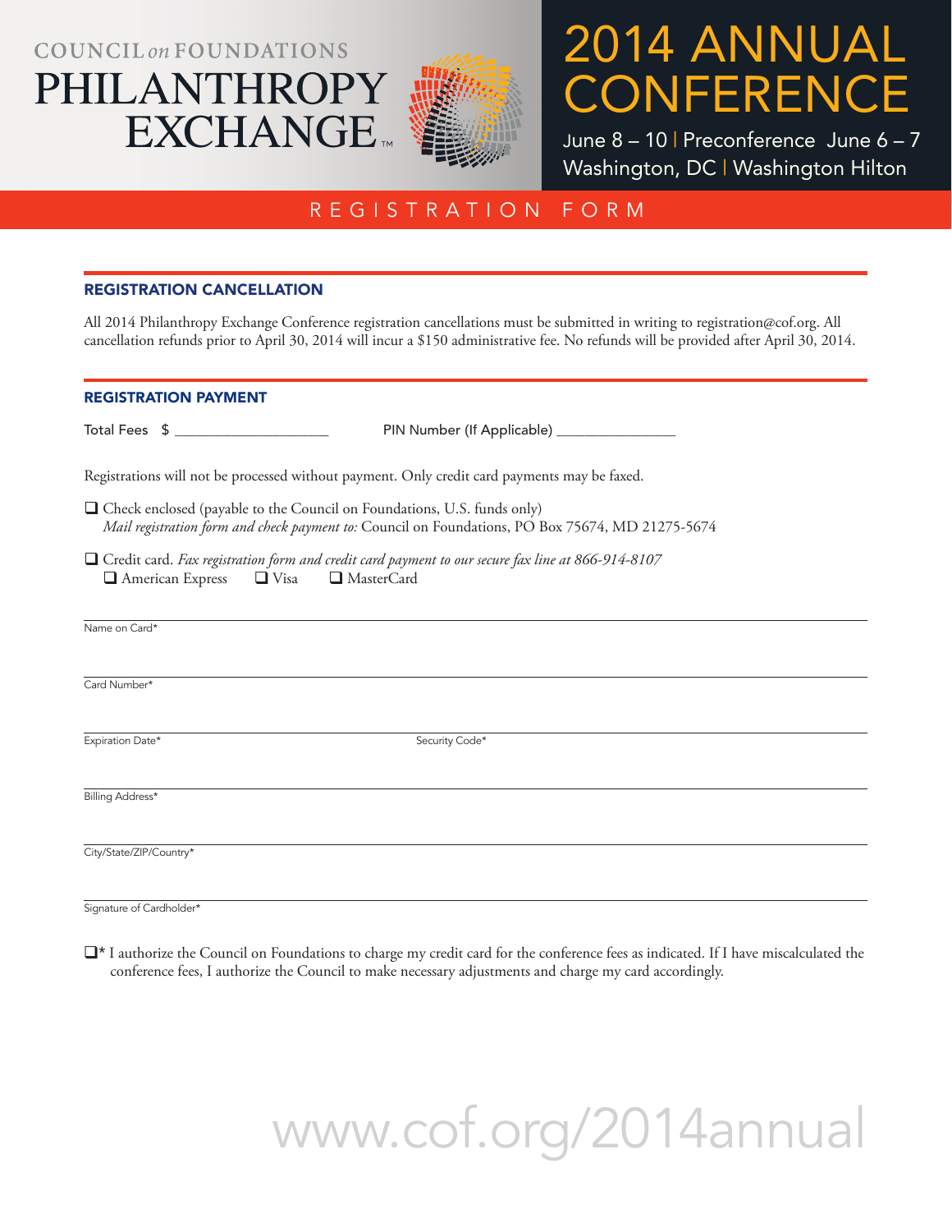COUNCIL *on* FOUNDATIONS
PHILANTHROPY
EXCHANGE™

# 2014 ANNUAL CONFERENCE

June 8 – 10 | Preconference June 6 – 7
Washington, DC | Washington Hilton

## REGISTRATION FORM

### REGISTRATION CANCELLATION

All 2014 Philanthropy Exchange Conference registration cancellations must be submitted in writing to registration@cof.org. All cancellation refunds prior to April 30, 2014 will incur a $150 administrative fee. No refunds will be provided after April 30, 2014.

### REGISTRATION PAYMENT

Total Fees $ ____________________ PIN Number (If Applicable) ________________

Registrations will not be processed without payment. Only credit card payments may be faxed.

❑ Check enclosed (payable to the Council on Foundations, U.S. funds only)
*Mail registration form and check payment to:* Council on Foundations, PO Box 75674, MD 21275-5674

❑ Credit card. *Fax registration form and credit card payment to our secure fax line at 866-914-8107*
❑ American Express ❑ Visa ❑ MasterCard

Name on Card*

Card Number*

Expiration Date* Security Code*

Billing Address*

City/State/ZIP/Country*

Signature of Cardholder*

❑* I authorize the Council on Foundations to charge my credit card for the conference fees as indicated. If I have miscalculated the conference fees, I authorize the Council to make necessary adjustments and charge my card accordingly.

www.cof.org/2014annual